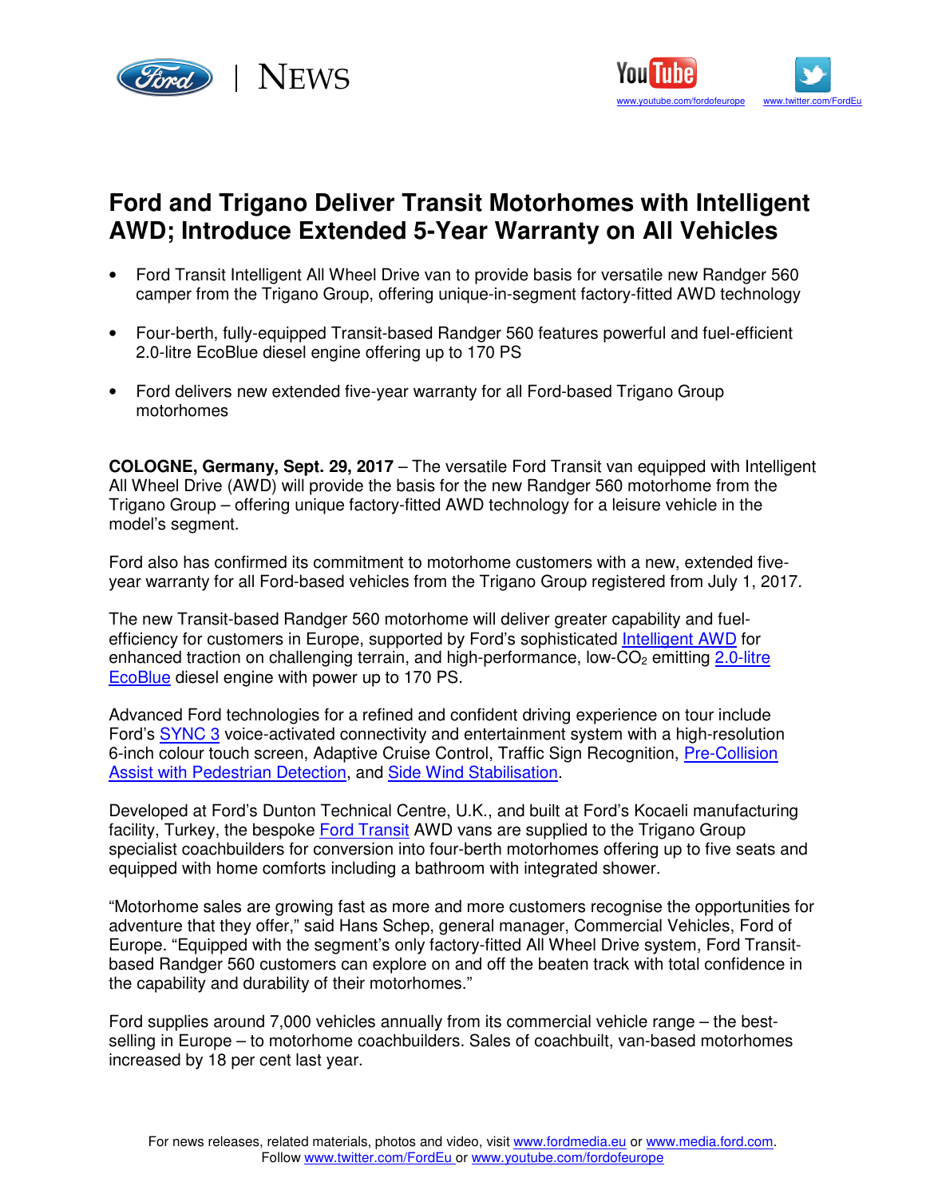Ford | NEWS

# Ford and Trigano Deliver Transit Motorhomes with Intelligent AWD; Introduce Extended 5-Year Warranty on All Vehicles

- Ford Transit Intelligent All Wheel Drive van to provide basis for versatile new Randger 560 camper from the Trigano Group, offering unique-in-segment factory-fitted AWD technology
- Four-berth, fully-equipped Transit-based Randger 560 features powerful and fuel-efficient 2.0-litre EcoBlue diesel engine offering up to 170 PS
- Ford delivers new extended five-year warranty for all Ford-based Trigano Group motorhomes

**COLOGNE, Germany, Sept. 29, 2017** – The versatile Ford Transit van equipped with Intelligent All Wheel Drive (AWD) will provide the basis for the new Randger 560 motorhome from the Trigano Group – offering unique factory-fitted AWD technology for a leisure vehicle in the model's segment.

Ford also has confirmed its commitment to motorhome customers with a new, extended five-year warranty for all Ford-based vehicles from the Trigano Group registered from July 1, 2017.

The new Transit-based Randger 560 motorhome will deliver greater capability and fuel-efficiency for customers in Europe, supported by Ford's sophisticated Intelligent AWD for enhanced traction on challenging terrain, and high-performance, low-$CO_2$ emitting 2.0-litre EcoBlue diesel engine with power up to 170 PS.

Advanced Ford technologies for a refined and confident driving experience on tour include Ford's SYNC 3 voice-activated connectivity and entertainment system with a high-resolution 6-inch colour touch screen, Adaptive Cruise Control, Traffic Sign Recognition, Pre-Collision Assist with Pedestrian Detection, and Side Wind Stabilisation.

Developed at Ford's Dunton Technical Centre, U.K., and built at Ford's Kocaeli manufacturing facility, Turkey, the bespoke Ford Transit AWD vans are supplied to the Trigano Group specialist coachbuilders for conversion into four-berth motorhomes offering up to five seats and equipped with home comforts including a bathroom with integrated shower.

"Motorhome sales are growing fast as more and more customers recognise the opportunities for adventure that they offer," said Hans Schep, general manager, Commercial Vehicles, Ford of Europe. "Equipped with the segment's only factory-fitted All Wheel Drive system, Ford Transit-based Randger 560 customers can explore on and off the beaten track with total confidence in the capability and durability of their motorhomes."

Ford supplies around 7,000 vehicles annually from its commercial vehicle range – the best-selling in Europe – to motorhome coachbuilders. Sales of coachbuilt, van-based motorhomes increased by 18 per cent last year.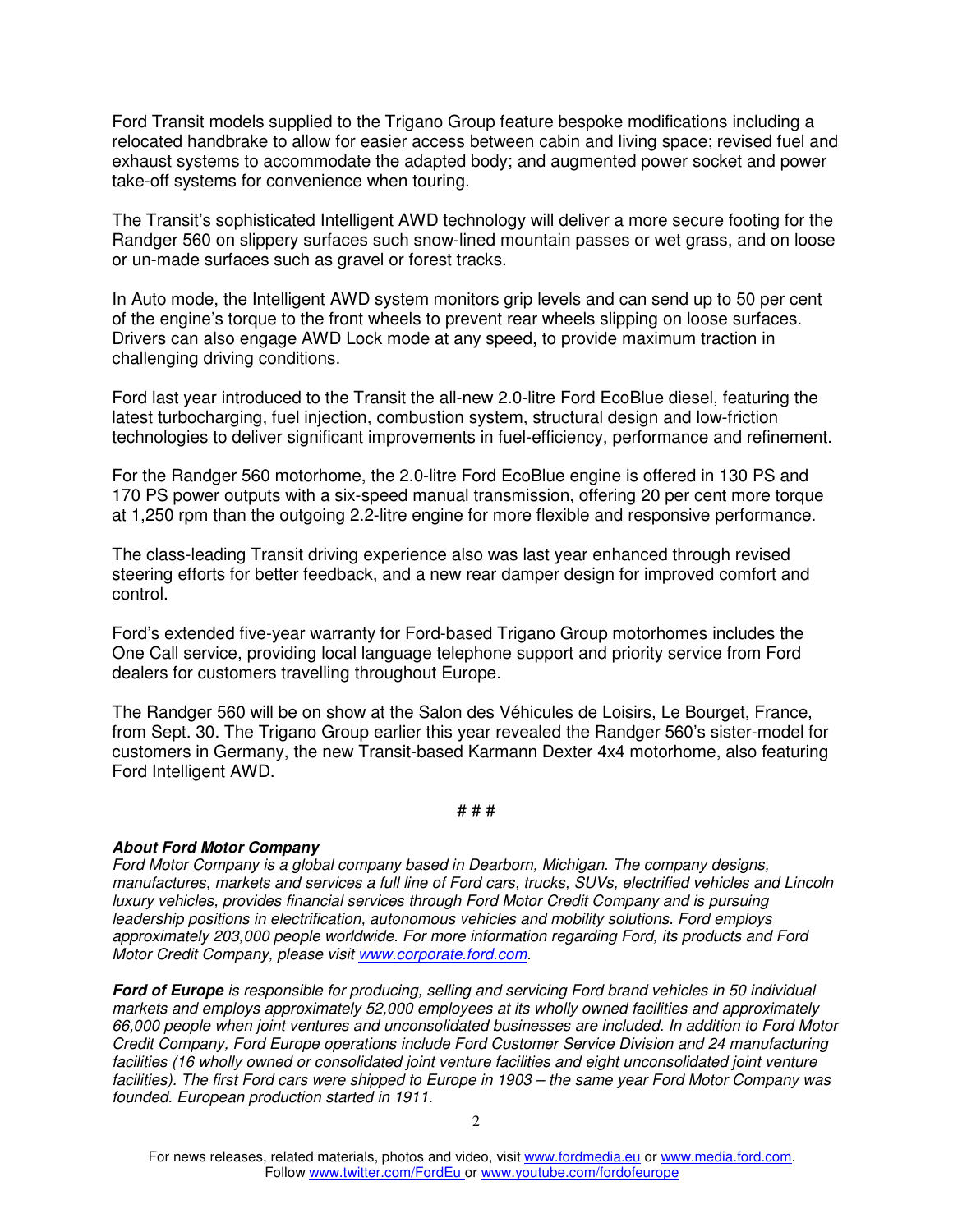Ford Transit models supplied to the Trigano Group feature bespoke modifications including a relocated handbrake to allow for easier access between cabin and living space; revised fuel and exhaust systems to accommodate the adapted body; and augmented power socket and power take-off systems for convenience when touring.

The Transit's sophisticated Intelligent AWD technology will deliver a more secure footing for the Randger 560 on slippery surfaces such snow-lined mountain passes or wet grass, and on loose or un-made surfaces such as gravel or forest tracks.

In Auto mode, the Intelligent AWD system monitors grip levels and can send up to 50 per cent of the engine's torque to the front wheels to prevent rear wheels slipping on loose surfaces. Drivers can also engage AWD Lock mode at any speed, to provide maximum traction in challenging driving conditions.

Ford last year introduced to the Transit the all-new 2.0-litre Ford EcoBlue diesel, featuring the latest turbocharging, fuel injection, combustion system, structural design and low-friction technologies to deliver significant improvements in fuel-efficiency, performance and refinement.

For the Randger 560 motorhome, the 2.0-litre Ford EcoBlue engine is offered in 130 PS and 170 PS power outputs with a six-speed manual transmission, offering 20 per cent more torque at 1,250 rpm than the outgoing 2.2-litre engine for more flexible and responsive performance.

The class-leading Transit driving experience also was last year enhanced through revised steering efforts for better feedback, and a new rear damper design for improved comfort and control.

Ford's extended five-year warranty for Ford-based Trigano Group motorhomes includes the One Call service, providing local language telephone support and priority service from Ford dealers for customers travelling throughout Europe.

The Randger 560 will be on show at the Salon des Véhicules de Loisirs, Le Bourget, France, from Sept. 30. The Trigano Group earlier this year revealed the Randger 560's sister-model for customers in Germany, the new Transit-based Karmann Dexter 4x4 motorhome, also featuring Ford Intelligent AWD.

# # #

***About Ford Motor Company***
*Ford Motor Company is a global company based in Dearborn, Michigan. The company designs, manufactures, markets and services a full line of Ford cars, trucks, SUVs, electrified vehicles and Lincoln luxury vehicles, provides financial services through Ford Motor Credit Company and is pursuing leadership positions in electrification, autonomous vehicles and mobility solutions. Ford employs approximately 203,000 people worldwide. For more information regarding Ford, its products and Ford Motor Credit Company, please visit www.corporate.ford.com.*

***Ford of Europe*** *is responsible for producing, selling and servicing Ford brand vehicles in 50 individual markets and employs approximately 52,000 employees at its wholly owned facilities and approximately 66,000 people when joint ventures and unconsolidated businesses are included. In addition to Ford Motor Credit Company, Ford Europe operations include Ford Customer Service Division and 24 manufacturing facilities (16 wholly owned or consolidated joint venture facilities and eight unconsolidated joint venture facilities). The first Ford cars were shipped to Europe in 1903 – the same year Ford Motor Company was founded. European production started in 1911.*

For news releases, related materials, photos and video, visit www.fordmedia.eu or www.media.ford.com.
Follow www.twitter.com/FordEu or www.youtube.com/fordofeurope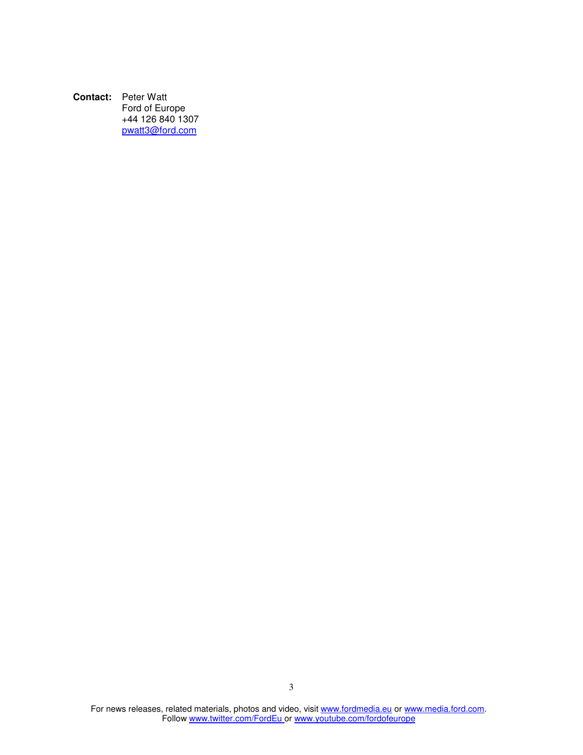**Contact:** Peter Watt
Ford of Europe
+44 126 840 1307
pwatt3@ford.com

For news releases, related materials, photos and video, visit www.fordmedia.eu or www.media.ford.com.
Follow www.twitter.com/FordEu or www.youtube.com/fordofeurope